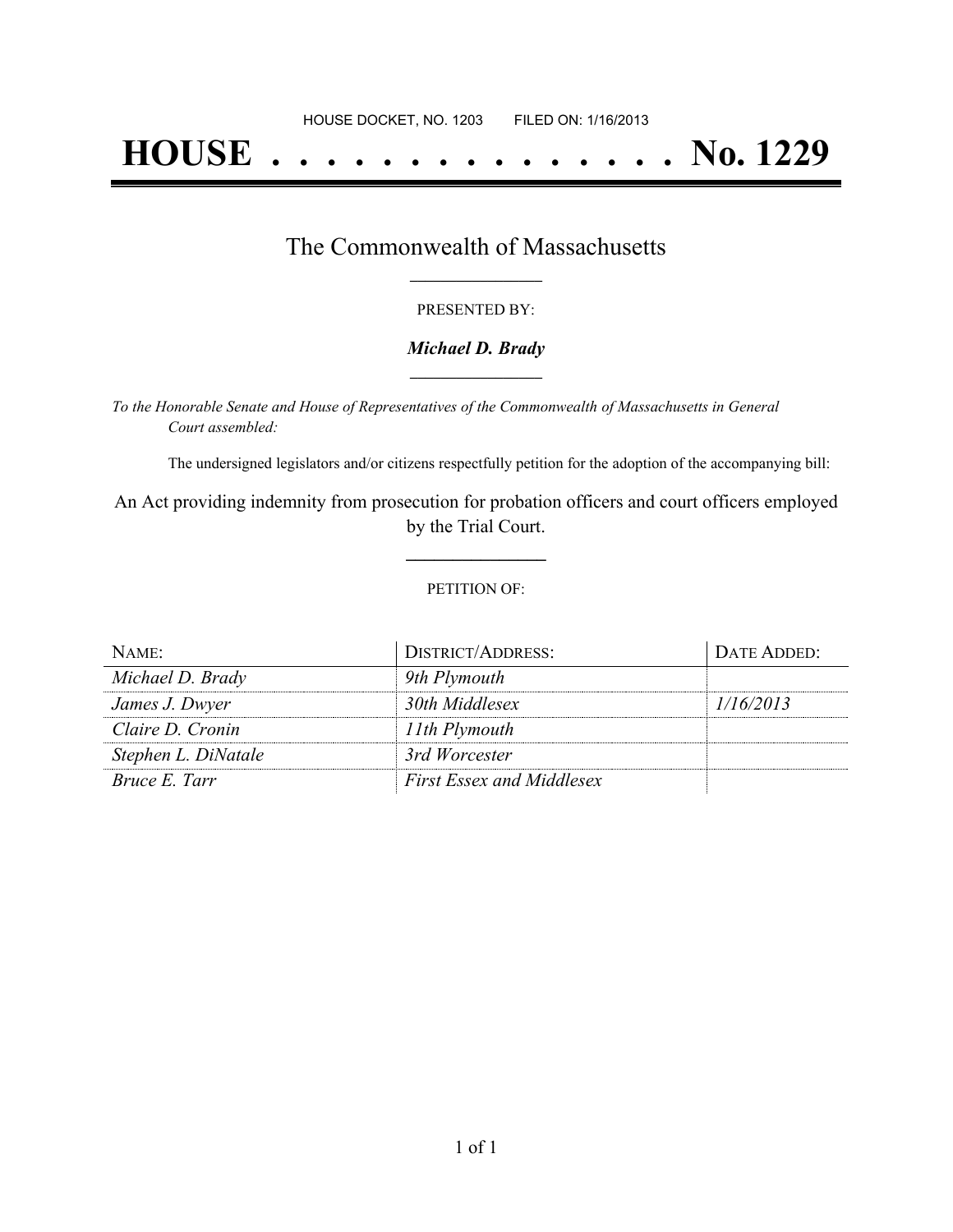HOUSE DOCKET, NO. 1203        FILED ON: 1/16/2013

# HOUSE . . . . . . . . . . . . . . . No. 1229

## The Commonwealth of Massachusetts

PRESENTED BY:

***Michael D. Brady***

*To the Honorable Senate and House of Representatives of the Commonwealth of Massachusetts in General Court assembled:*

The undersigned legislators and/or citizens respectfully petition for the adoption of the accompanying bill:

An Act providing indemnity from prosecution for probation officers and court officers employed by the Trial Court.

PETITION OF:

| NAME: | DISTRICT/ADDRESS: | DATE ADDED: |
|---|---|---|
| *Michael D. Brady* | *9th Plymouth* | |
| *James J. Dwyer* | *30th Middlesex* | *1/16/2013* |
| *Claire D. Cronin* | *11th Plymouth* | |
| *Stephen L. DiNatale* | *3rd Worcester* | |
| *Bruce E. Tarr* | *First Essex and Middlesex* | |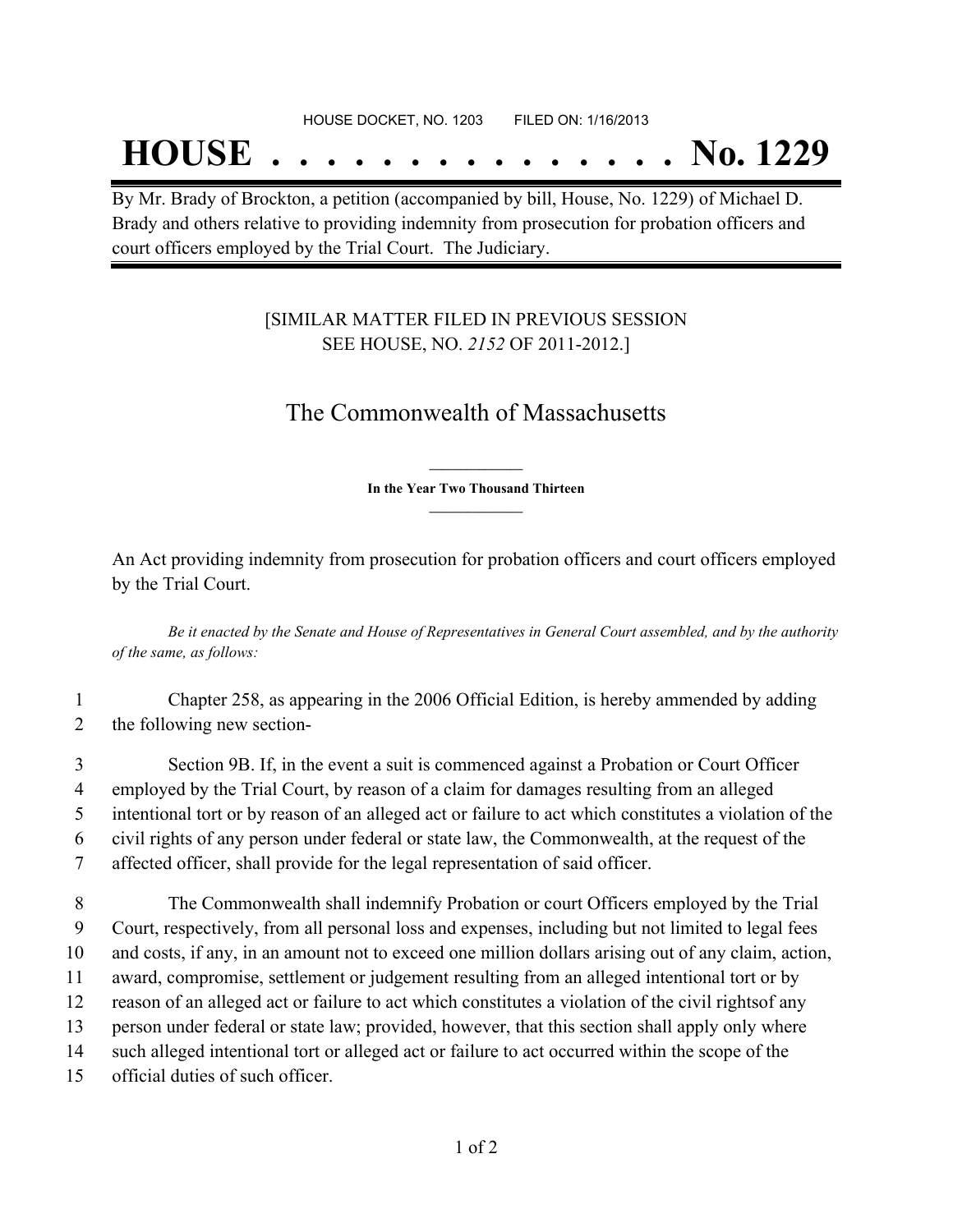HOUSE DOCKET, NO. 1203 FILED ON: 1/16/2013

# HOUSE . . . . . . . . . . . . . . . No. 1229

By Mr. Brady of Brockton, a petition (accompanied by bill, House, No. 1229) of Michael D. Brady and others relative to providing indemnity from prosecution for probation officers and court officers employed by the Trial Court. The Judiciary.

[SIMILAR MATTER FILED IN PREVIOUS SESSION SEE HOUSE, NO. *2152* OF 2011-2012.]

## The Commonwealth of Massachusetts

**In the Year Two Thousand Thirteen**

An Act providing indemnity from prosecution for probation officers and court officers employed by the Trial Court.

*Be it enacted by the Senate and House of Representatives in General Court assembled, and by the authority of the same, as follows:*

1 Chapter 258, as appearing in the 2006 Official Edition, is hereby ammended by adding
2 the following new section-

3 Section 9B. If, in the event a suit is commenced against a Probation or Court Officer
4 employed by the Trial Court, by reason of a claim for damages resulting from an alleged
5 intentional tort or by reason of an alleged act or failure to act which constitutes a violation of the
6 civil rights of any person under federal or state law, the Commonwealth, at the request of the
7 affected officer, shall provide for the legal representation of said officer.

8 The Commonwealth shall indemnify Probation or court Officers employed by the Trial
9 Court, respectively, from all personal loss and expenses, including but not limited to legal fees
10 and costs, if any, in an amount not to exceed one million dollars arising out of any claim, action,
11 award, compromise, settlement or judgement resulting from an alleged intentional tort or by
12 reason of an alleged act or failure to act which constitutes a violation of the civil rightsof any
13 person under federal or state law; provided, however, that this section shall apply only where
14 such alleged intentional tort or alleged act or failure to act occurred within the scope of the
15 official duties of such officer.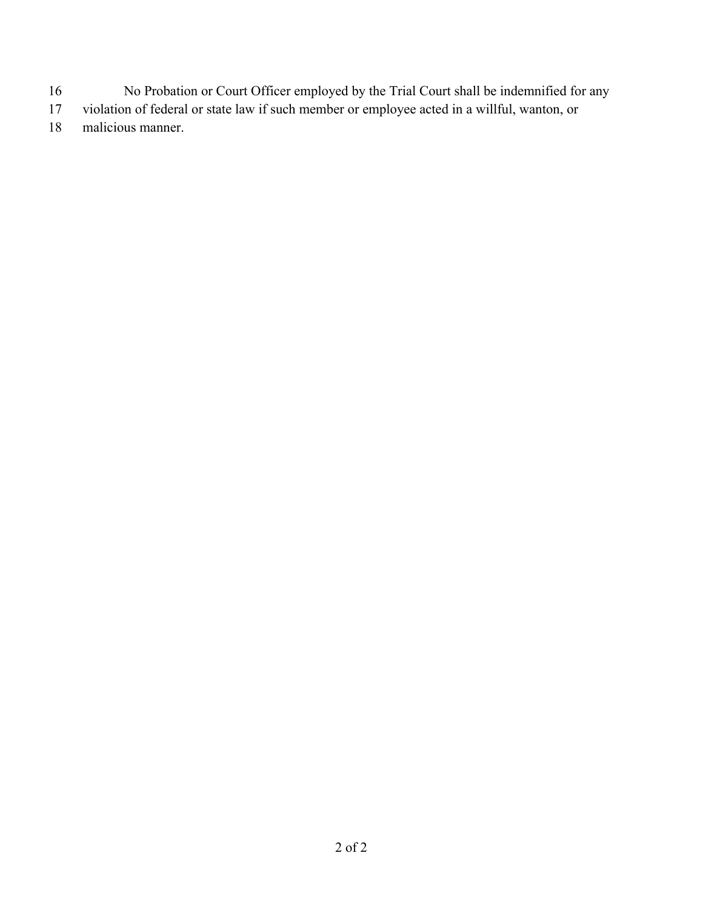No Probation or Court Officer employed by the Trial Court shall be indemnified for any violation of federal or state law if such member or employee acted in a willful, wanton, or malicious manner.